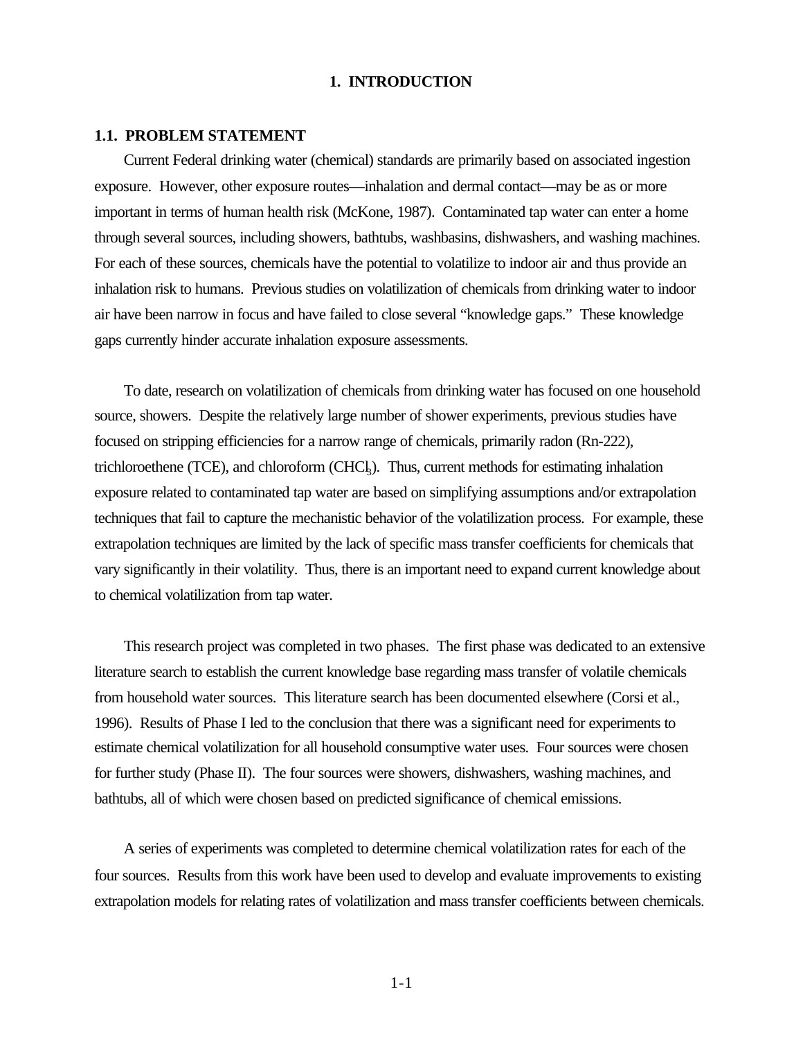# 1. INTRODUCTION

## 1.1. PROBLEM STATEMENT

Current Federal drinking water (chemical) standards are primarily based on associated ingestion exposure. However, other exposure routes—inhalation and dermal contact—may be as or more important in terms of human health risk (McKone, 1987). Contaminated tap water can enter a home through several sources, including showers, bathtubs, washbasins, dishwashers, and washing machines. For each of these sources, chemicals have the potential to volatilize to indoor air and thus provide an inhalation risk to humans. Previous studies on volatilization of chemicals from drinking water to indoor air have been narrow in focus and have failed to close several "knowledge gaps." These knowledge gaps currently hinder accurate inhalation exposure assessments.

To date, research on volatilization of chemicals from drinking water has focused on one household source, showers. Despite the relatively large number of shower experiments, previous studies have focused on stripping efficiencies for a narrow range of chemicals, primarily radon (Rn-222), trichloroethene (TCE), and chloroform ($CHCl_3$). Thus, current methods for estimating inhalation exposure related to contaminated tap water are based on simplifying assumptions and/or extrapolation techniques that fail to capture the mechanistic behavior of the volatilization process. For example, these extrapolation techniques are limited by the lack of specific mass transfer coefficients for chemicals that vary significantly in their volatility. Thus, there is an important need to expand current knowledge about to chemical volatilization from tap water.

This research project was completed in two phases. The first phase was dedicated to an extensive literature search to establish the current knowledge base regarding mass transfer of volatile chemicals from household water sources. This literature search has been documented elsewhere (Corsi et al., 1996). Results of Phase I led to the conclusion that there was a significant need for experiments to estimate chemical volatilization for all household consumptive water uses. Four sources were chosen for further study (Phase II). The four sources were showers, dishwashers, washing machines, and bathtubs, all of which were chosen based on predicted significance of chemical emissions.

A series of experiments was completed to determine chemical volatilization rates for each of the four sources. Results from this work have been used to develop and evaluate improvements to existing extrapolation models for relating rates of volatilization and mass transfer coefficients between chemicals.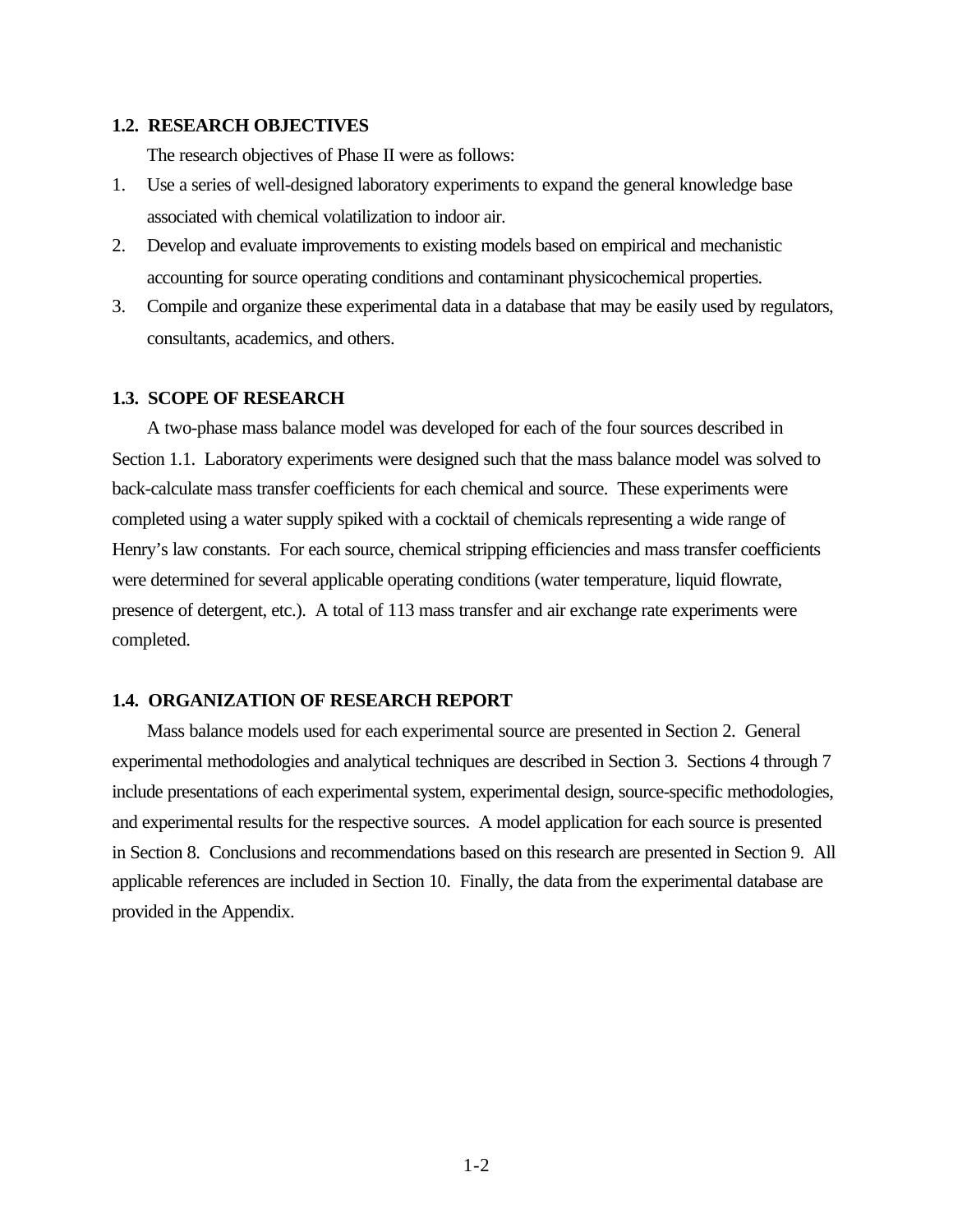## 1.2. RESEARCH OBJECTIVES

The research objectives of Phase II were as follows:

1. Use a series of well-designed laboratory experiments to expand the general knowledge base associated with chemical volatilization to indoor air.
2. Develop and evaluate improvements to existing models based on empirical and mechanistic accounting for source operating conditions and contaminant physicochemical properties.
3. Compile and organize these experimental data in a database that may be easily used by regulators, consultants, academics, and others.

## 1.3. SCOPE OF RESEARCH

A two-phase mass balance model was developed for each of the four sources described in Section 1.1. Laboratory experiments were designed such that the mass balance model was solved to back-calculate mass transfer coefficients for each chemical and source. These experiments were completed using a water supply spiked with a cocktail of chemicals representing a wide range of Henry's law constants. For each source, chemical stripping efficiencies and mass transfer coefficients were determined for several applicable operating conditions (water temperature, liquid flowrate, presence of detergent, etc.). A total of 113 mass transfer and air exchange rate experiments were completed.

## 1.4. ORGANIZATION OF RESEARCH REPORT

Mass balance models used for each experimental source are presented in Section 2. General experimental methodologies and analytical techniques are described in Section 3. Sections 4 through 7 include presentations of each experimental system, experimental design, source-specific methodologies, and experimental results for the respective sources. A model application for each source is presented in Section 8. Conclusions and recommendations based on this research are presented in Section 9. All applicable references are included in Section 10. Finally, the data from the experimental database are provided in the Appendix.